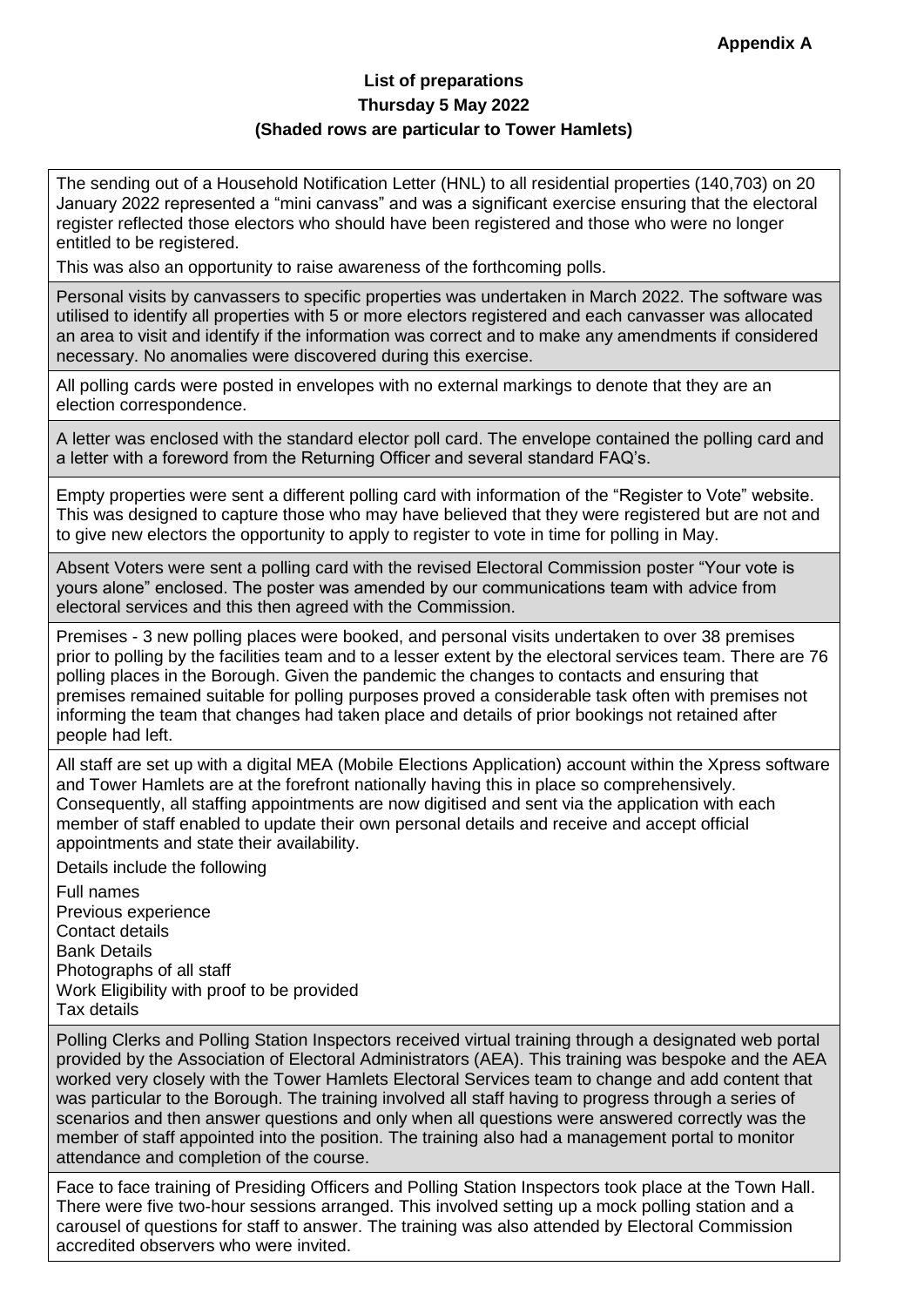**Appendix A**

**List of preparations**
**Thursday 5 May 2022**
**(Shaded rows are particular to Tower Hamlets)**

| |
|---|
| The sending out of a Household Notification Letter (HNL) to all residential properties (140,703) on 20 January 2022 represented a "mini canvass" and was a significant exercise ensuring that the electoral register reflected those electors who should have been registered and those who were no longer entitled to be registered.<br><br>This was also an opportunity to raise awareness of the forthcoming polls. |
| Personal visits by canvassers to specific properties was undertaken in March 2022. The software was utilised to identify all properties with 5 or more electors registered and each canvasser was allocated an area to visit and identify if the information was correct and to make any amendments if considered necessary. No anomalies were discovered during this exercise. |
| All polling cards were posted in envelopes with no external markings to denote that they are an election correspondence. |
| A letter was enclosed with the standard elector poll card. The envelope contained the polling card and a letter with a foreword from the Returning Officer and several standard FAQ's. |
| Empty properties were sent a different polling card with information of the "Register to Vote" website. This was designed to capture those who may have believed that they were registered but are not and to give new electors the opportunity to apply to register to vote in time for polling in May. |
| Absent Voters were sent a polling card with the revised Electoral Commission poster "Your vote is yours alone" enclosed. The poster was amended by our communications team with advice from electoral services and this then agreed with the Commission. |
| Premises - 3 new polling places were booked, and personal visits undertaken to over 38 premises prior to polling by the facilities team and to a lesser extent by the electoral services team. There are 76 polling places in the Borough. Given the pandemic the changes to contacts and ensuring that premises remained suitable for polling purposes proved a considerable task often with premises not informing the team that changes had taken place and details of prior bookings not retained after people had left. |
| All staff are set up with a digital MEA (Mobile Elections Application) account within the Xpress software and Tower Hamlets are at the forefront nationally having this in place so comprehensively. Consequently, all staffing appointments are now digitised and sent via the application with each member of staff enabled to update their own personal details and receive and accept official appointments and state their availability.<br><br>Details include the following<br><br>Full names<br>Previous experience<br>Contact details<br>Bank Details<br>Photographs of all staff<br>Work Eligibility with proof to be provided<br>Tax details |
| Polling Clerks and Polling Station Inspectors received virtual training through a designated web portal provided by the Association of Electoral Administrators (AEA). This training was bespoke and the AEA worked very closely with the Tower Hamlets Electoral Services team to change and add content that was particular to the Borough. The training involved all staff having to progress through a series of scenarios and then answer questions and only when all questions were answered correctly was the member of staff appointed into the position. The training also had a management portal to monitor attendance and completion of the course. |
| Face to face training of Presiding Officers and Polling Station Inspectors took place at the Town Hall. There were five two-hour sessions arranged. This involved setting up a mock polling station and a carousel of questions for staff to answer. The training was also attended by Electoral Commission accredited observers who were invited. |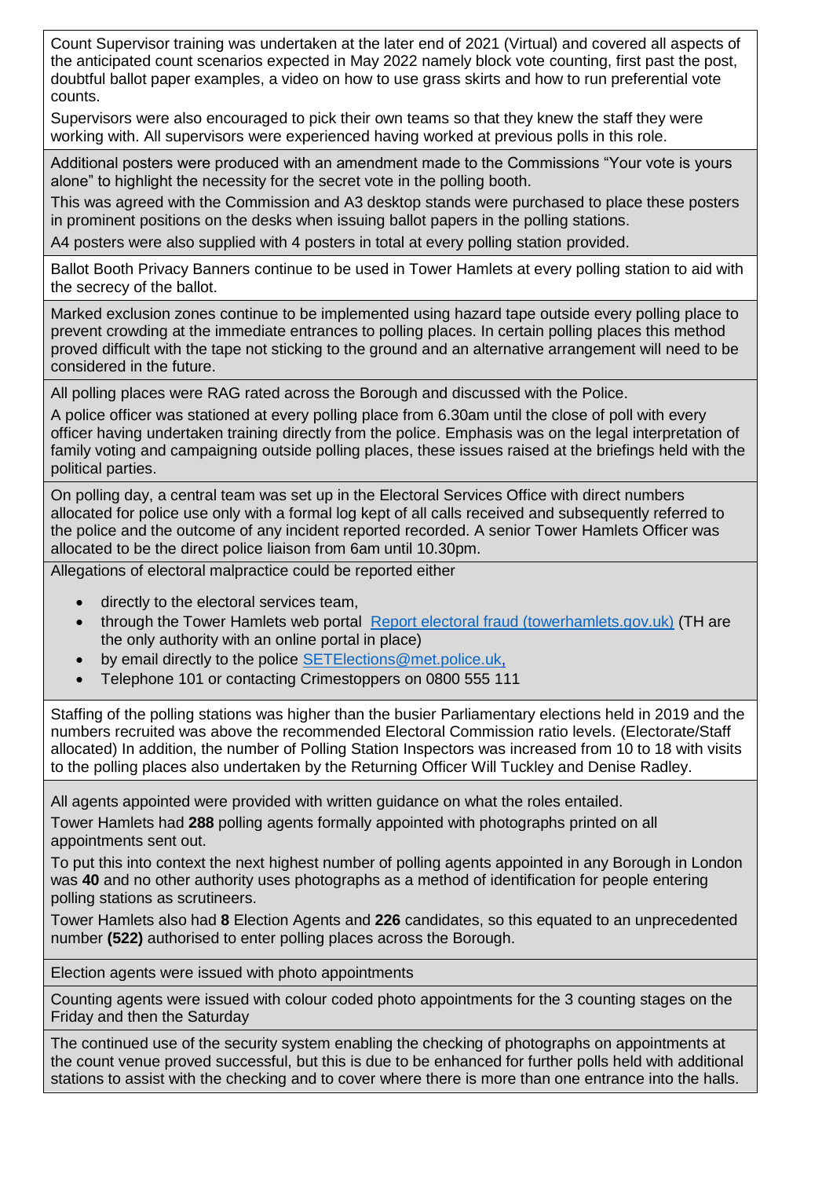Count Supervisor training was undertaken at the later end of 2021 (Virtual) and covered all aspects of the anticipated count scenarios expected in May 2022 namely block vote counting, first past the post, doubtful ballot paper examples, a video on how to use grass skirts and how to run preferential vote counts.

Supervisors were also encouraged to pick their own teams so that they knew the staff they were working with. All supervisors were experienced having worked at previous polls in this role.

Additional posters were produced with an amendment made to the Commissions "Your vote is yours alone" to highlight the necessity for the secret vote in the polling booth.

This was agreed with the Commission and A3 desktop stands were purchased to place these posters in prominent positions on the desks when issuing ballot papers in the polling stations.

A4 posters were also supplied with 4 posters in total at every polling station provided.

Ballot Booth Privacy Banners continue to be used in Tower Hamlets at every polling station to aid with the secrecy of the ballot.

Marked exclusion zones continue to be implemented using hazard tape outside every polling place to prevent crowding at the immediate entrances to polling places. In certain polling places this method proved difficult with the tape not sticking to the ground and an alternative arrangement will need to be considered in the future.

All polling places were RAG rated across the Borough and discussed with the Police.

A police officer was stationed at every polling place from 6.30am until the close of poll with every officer having undertaken training directly from the police. Emphasis was on the legal interpretation of family voting and campaigning outside polling places, these issues raised at the briefings held with the political parties.

On polling day, a central team was set up in the Electoral Services Office with direct numbers allocated for police use only with a formal log kept of all calls received and subsequently referred to the police and the outcome of any incident reported recorded. A senior Tower Hamlets Officer was allocated to be the direct police liaison from 6am until 10.30pm.

Allegations of electoral malpractice could be reported either

- directly to the electoral services team,
- through the Tower Hamlets web portal [Report electoral fraud (towerhamlets.gov.uk)](https://towerhamlets.gov.uk) (TH are the only authority with an online portal in place)
- by email directly to the police SETElections@met.police.uk,
- Telephone 101 or contacting Crimestoppers on 0800 555 111

Staffing of the polling stations was higher than the busier Parliamentary elections held in 2019 and the numbers recruited was above the recommended Electoral Commission ratio levels. (Electorate/Staff allocated) In addition, the number of Polling Station Inspectors was increased from 10 to 18 with visits to the polling places also undertaken by the Returning Officer Will Tuckley and Denise Radley.

All agents appointed were provided with written guidance on what the roles entailed.

Tower Hamlets had **288** polling agents formally appointed with photographs printed on all appointments sent out.

To put this into context the next highest number of polling agents appointed in any Borough in London was **40** and no other authority uses photographs as a method of identification for people entering polling stations as scrutineers.

Tower Hamlets also had **8** Election Agents and **226** candidates, so this equated to an unprecedented number **(522)** authorised to enter polling places across the Borough.

Election agents were issued with photo appointments

Counting agents were issued with colour coded photo appointments for the 3 counting stages on the Friday and then the Saturday

The continued use of the security system enabling the checking of photographs on appointments at the count venue proved successful, but this is due to be enhanced for further polls held with additional stations to assist with the checking and to cover where there is more than one entrance into the halls.